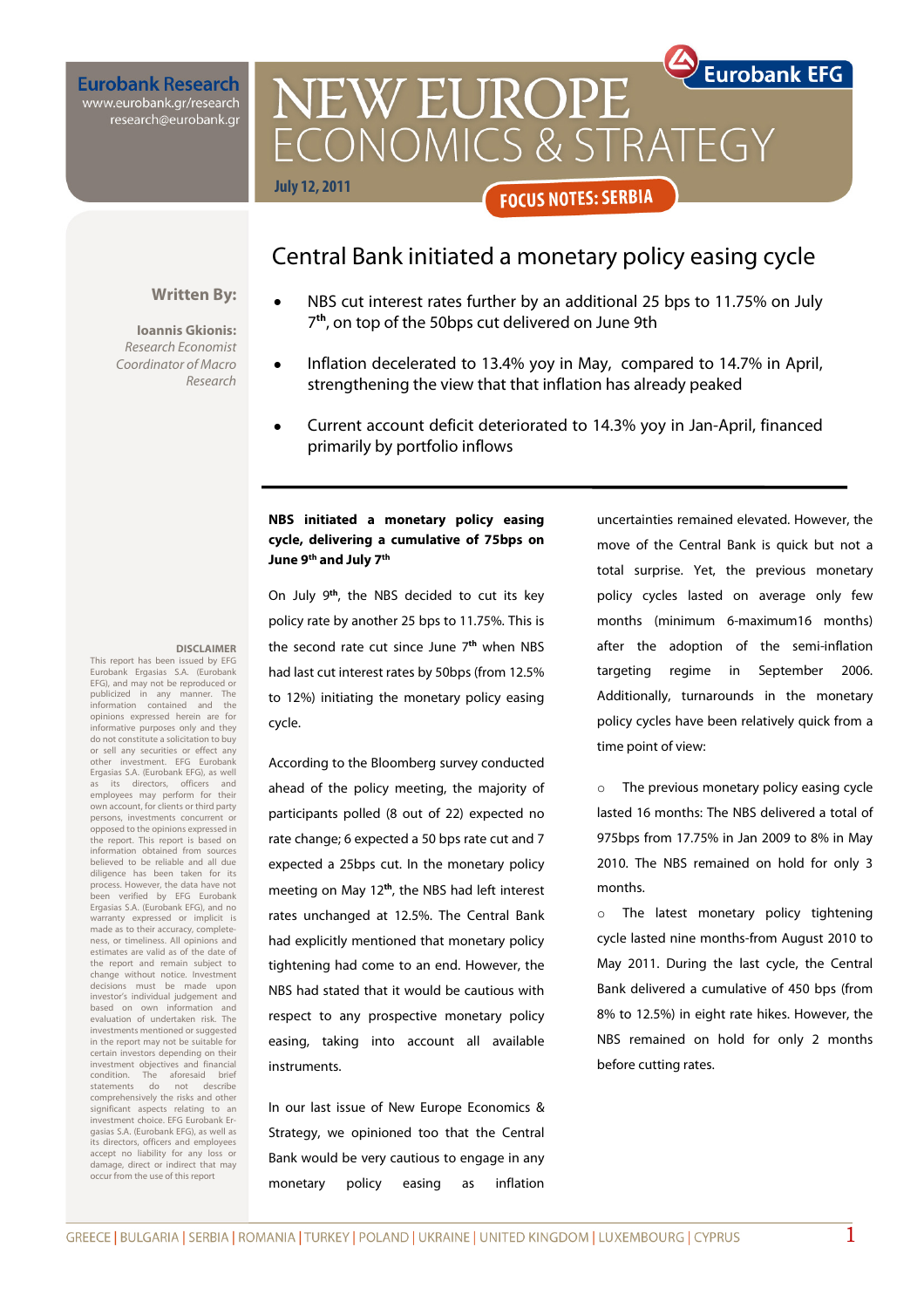Eurobank Research
www.eurobank.gr/research
research@eurobank.gr

# NEW EUROPE ECONOMICS & STRATEGY

July 12, 2011

FOCUS NOTES: SERBIA

## Central Bank initiated a monetary policy easing cycle

**Written By:**

**Ioannis Gkionis:**
*Research Economist*
*Coordinator of Macro Research*

- NBS cut interest rates further by an additional 25 bps to 11.75% on July 7th, on top of the 50bps cut delivered on June 9th
- Inflation decelerated to 13.4% yoy in May, compared to 14.7% in April, strengthening the view that that inflation has already peaked
- Current account deficit deteriorated to 14.3% yoy in Jan-April, financed primarily by portfolio inflows

**NBS initiated a monetary policy easing cycle, delivering a cumulative of 75bps on June 9th and July 7th**

On July 9th, the NBS decided to cut its key policy rate by another 25 bps to 11.75%. This is the second rate cut since June 7th when NBS had last cut interest rates by 50bps (from 12.5% to 12%) initiating the monetary policy easing cycle.

According to the Bloomberg survey conducted ahead of the policy meeting, the majority of participants polled (8 out of 22) expected no rate change; 6 expected a 50 bps rate cut and 7 expected a 25bps cut. In the monetary policy meeting on May 12th, the NBS had left interest rates unchanged at 12.5%. The Central Bank had explicitly mentioned that monetary policy tightening had come to an end. However, the NBS had stated that it would be cautious with respect to any prospective monetary policy easing, taking into account all available instruments.

In our last issue of New Europe Economics & Strategy, we opinioned too that the Central Bank would be very cautious to engage in any monetary policy easing as inflation uncertainties remained elevated. However, the move of the Central Bank is quick but not a total surprise. Yet, the previous monetary policy cycles lasted on average only few months (minimum 6-maximum16 months) after the adoption of the semi-inflation targeting regime in September 2006. Additionally, turnarounds in the monetary policy cycles have been relatively quick from a time point of view:

- The previous monetary policy easing cycle lasted 16 months: The NBS delivered a total of 975bps from 17.75% in Jan 2009 to 8% in May 2010. The NBS remained on hold for only 3 months.
- The latest monetary policy tightening cycle lasted nine months-from August 2010 to May 2011. During the last cycle, the Central Bank delivered a cumulative of 450 bps (from 8% to 12.5%) in eight rate hikes. However, the NBS remained on hold for only 2 months before cutting rates.

**DISCLAIMER**
This report has been issued by EFG Eurobank Ergasias S.A. (Eurobank EFG), and may not be reproduced or publicized in any manner. The information contained and the opinions expressed herein are for informative purposes only and they do not constitute a solicitation to buy or sell any securities or effect any other investment. EFG Eurobank Ergasias S.A. (Eurobank EFG), as well as its directors, officers and employees may perform for their own account, for clients or third party persons, investments concurrent or opposed to the opinions expressed in the report. This report is based on information obtained from sources believed to be reliable and all due diligence has been taken for its process. However, the data have not been verified by EFG Eurobank Ergasias S.A. (Eurobank EFG), and no warranty expressed or implicit is made as to their accuracy, completeness, or timeliness. All opinions and estimates are valid as of the date of the report and remain subject to change without notice. Investment decisions must be made upon investor's individual judgement and based on own information and evaluation of undertaken risk. The investments mentioned or suggested in the report may not be suitable for certain investors depending on their investment objectives and financial condition. The aforesaid brief statements do not describe comprehensively the risks and other significant aspects relating to an investment choice. EFG Eurobank Ergasias S.A. (Eurobank EFG), as well as its directors, officers and employees accept no liability for any loss or damage, direct or indirect that may occur from the use of this report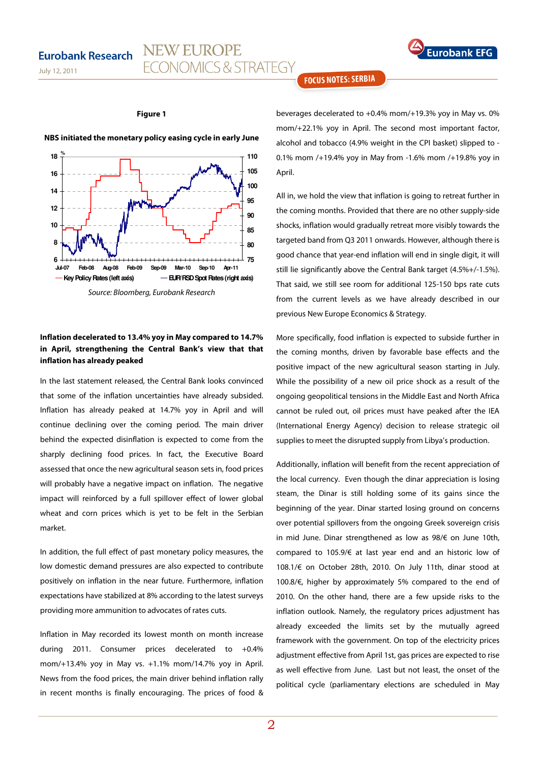**Figure 1**

**NBS initiated the monetary policy easing cycle in early June**

*Source: Bloomberg, Eurobank Research*

**Inflation decelerated to 13.4% yoy in May compared to 14.7% in April, strengthening the Central Bank's view that that inflation has already peaked**

In the last statement released, the Central Bank looks convinced that some of the inflation uncertainties have already subsided. Inflation has already peaked at 14.7% yoy in April and will continue declining over the coming period. The main driver behind the expected disinflation is expected to come from the sharply declining food prices. In fact, the Executive Board assessed that once the new agricultural season sets in, food prices will probably have a negative impact on inflation. The negative impact will reinforced by a full spillover effect of lower global wheat and corn prices which is yet to be felt in the Serbian market.

In addition, the full effect of past monetary policy measures, the low domestic demand pressures are also expected to contribute positively on inflation in the near future. Furthermore, inflation expectations have stabilized at 8% according to the latest surveys providing more ammunition to advocates of rates cuts.

Inflation in May recorded its lowest month on month increase during 2011. Consumer prices decelerated to +0.4% mom/+13.4% yoy in May vs. +1.1% mom/14.7% yoy in April. News from the food prices, the main driver behind inflation rally in recent months is finally encouraging. The prices of food & beverages decelerated to +0.4% mom/+19.3% yoy in May vs. 0% mom/+22.1% yoy in April. The second most important factor, alcohol and tobacco (4.9% weight in the CPI basket) slipped to -0.1% mom /+19.4% yoy in May from -1.6% mom /+19.8% yoy in April.

All in, we hold the view that inflation is going to retreat further in the coming months. Provided that there are no other supply-side shocks, inflation would gradually retreat more visibly towards the targeted band from Q3 2011 onwards. However, although there is good chance that year-end inflation will end in single digit, it will still lie significantly above the Central Bank target (4.5%+/-1.5%). That said, we still see room for additional 125-150 bps rate cuts from the current levels as we have already described in our previous New Europe Economics & Strategy.

More specifically, food inflation is expected to subside further in the coming months, driven by favorable base effects and the positive impact of the new agricultural season starting in July. While the possibility of a new oil price shock as a result of the ongoing geopolitical tensions in the Middle East and North Africa cannot be ruled out, oil prices must have peaked after the IEA (International Energy Agency) decision to release strategic oil supplies to meet the disrupted supply from Libya's production.

Additionally, inflation will benefit from the recent appreciation of the local currency. Even though the dinar appreciation is losing steam, the Dinar is still holding some of its gains since the beginning of the year. Dinar started losing ground on concerns over potential spillovers from the ongoing Greek sovereign crisis in mid June. Dinar strengthened as low as 98/€ on June 10th, compared to 105.9/€ at last year end and an historic low of 108.1/€ on October 28th, 2010. On July 11th, dinar stood at 100.8/€, higher by approximately 5% compared to the end of 2010. On the other hand, there are a few upside risks to the inflation outlook. Namely, the regulatory prices adjustment has already exceeded the limits set by the mutually agreed framework with the government. On top of the electricity prices adjustment effective from April 1st, gas prices are expected to rise as well effective from June. Last but not least, the onset of the political cycle (parliamentary elections are scheduled in May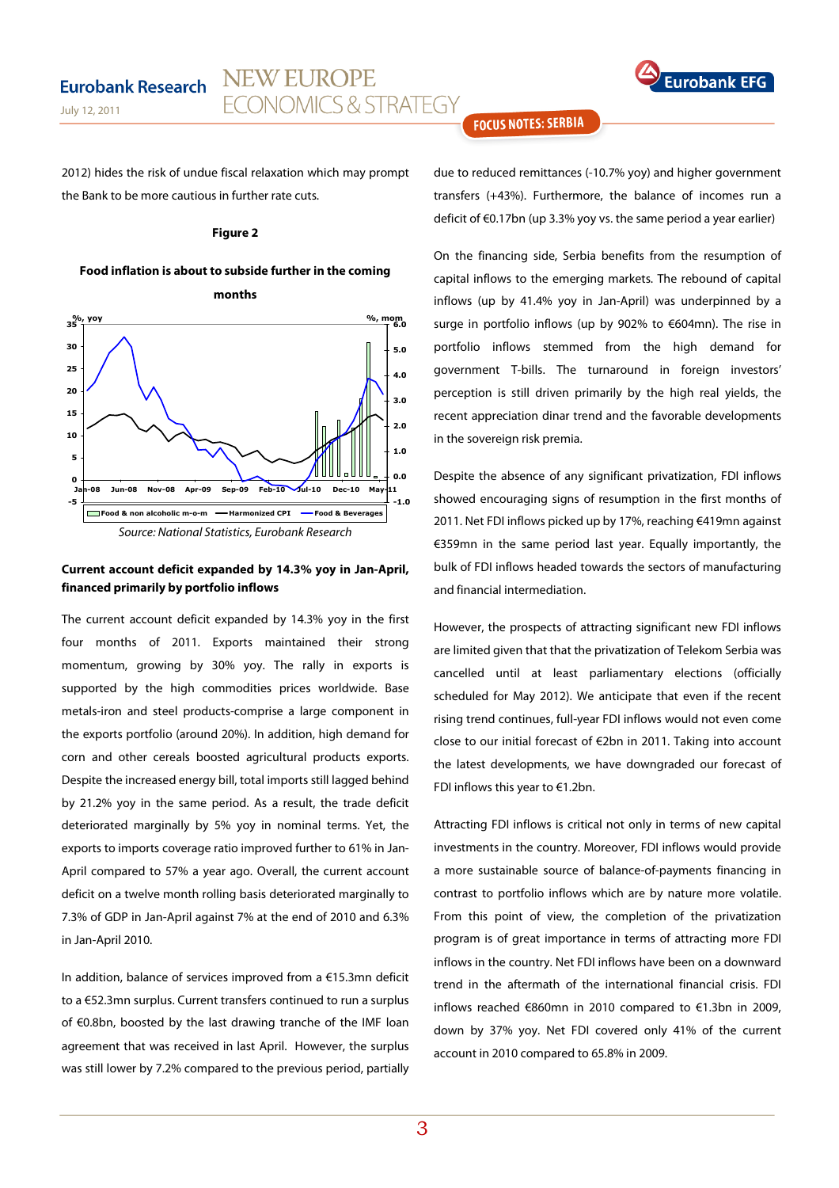2012) hides the risk of undue fiscal relaxation which may prompt the Bank to be more cautious in further rate cuts.

**Figure 2**

**Food inflation is about to subside further in the coming months**

*Source: National Statistics, Eurobank Research*

**Current account deficit expanded by 14.3% yoy in Jan-April, financed primarily by portfolio inflows**

The current account deficit expanded by 14.3% yoy in the first four months of 2011. Exports maintained their strong momentum, growing by 30% yoy. The rally in exports is supported by the high commodities prices worldwide. Base metals-iron and steel products-comprise a large component in the exports portfolio (around 20%). In addition, high demand for corn and other cereals boosted agricultural products exports. Despite the increased energy bill, total imports still lagged behind by 21.2% yoy in the same period. As a result, the trade deficit deteriorated marginally by 5% yoy in nominal terms. Yet, the exports to imports coverage ratio improved further to 61% in Jan-April compared to 57% a year ago. Overall, the current account deficit on a twelve month rolling basis deteriorated marginally to 7.3% of GDP in Jan-April against 7% at the end of 2010 and 6.3% in Jan-April 2010.

In addition, balance of services improved from a €15.3mn deficit to a €52.3mn surplus. Current transfers continued to run a surplus of €0.8bn, boosted by the last drawing tranche of the IMF loan agreement that was received in last April. However, the surplus was still lower by 7.2% compared to the previous period, partially due to reduced remittances (-10.7% yoy) and higher government transfers (+43%). Furthermore, the balance of incomes run a deficit of €0.17bn (up 3.3% yoy vs. the same period a year earlier)

On the financing side, Serbia benefits from the resumption of capital inflows to the emerging markets. The rebound of capital inflows (up by 41.4% yoy in Jan-April) was underpinned by a surge in portfolio inflows (up by 902% to €604mn). The rise in portfolio inflows stemmed from the high demand for government T-bills. The turnaround in foreign investors' perception is still driven primarily by the high real yields, the recent appreciation dinar trend and the favorable developments in the sovereign risk premia.

Despite the absence of any significant privatization, FDI inflows showed encouraging signs of resumption in the first months of 2011. Net FDI inflows picked up by 17%, reaching €419mn against €359mn in the same period last year. Equally importantly, the bulk of FDI inflows headed towards the sectors of manufacturing and financial intermediation.

However, the prospects of attracting significant new FDI inflows are limited given that that the privatization of Telekom Serbia was cancelled until at least parliamentary elections (officially scheduled for May 2012). We anticipate that even if the recent rising trend continues, full-year FDI inflows would not even come close to our initial forecast of €2bn in 2011. Taking into account the latest developments, we have downgraded our forecast of FDI inflows this year to €1.2bn.

Attracting FDI inflows is critical not only in terms of new capital investments in the country. Moreover, FDI inflows would provide a more sustainable source of balance-of-payments financing in contrast to portfolio inflows which are by nature more volatile. From this point of view, the completion of the privatization program is of great importance in terms of attracting more FDI inflows in the country. Net FDI inflows have been on a downward trend in the aftermath of the international financial crisis. FDI inflows reached €860mn in 2010 compared to €1.3bn in 2009, down by 37% yoy. Net FDI covered only 41% of the current account in 2010 compared to 65.8% in 2009.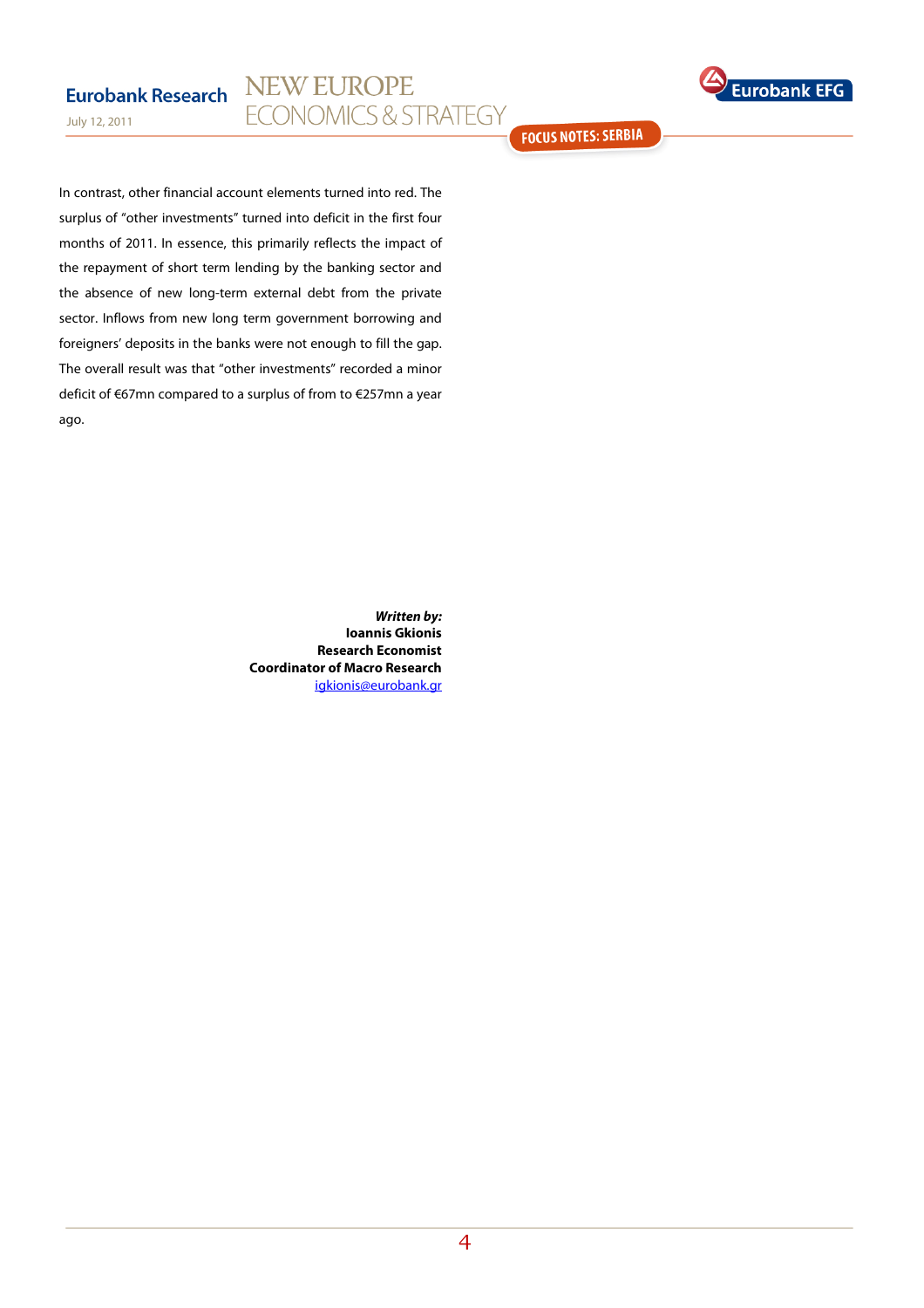In contrast, other financial account elements turned into red. The surplus of "other investments" turned into deficit in the first four months of 2011. In essence, this primarily reflects the impact of the repayment of short term lending by the banking sector and the absence of new long-term external debt from the private sector. Inflows from new long term government borrowing and foreigners' deposits in the banks were not enough to fill the gap. The overall result was that "other investments" recorded a minor deficit of €67mn compared to a surplus of from to €257mn a year ago.

***Written by:***
**Ioannis Gkionis**
**Research Economist**
**Coordinator of Macro Research**
igkionis@eurobank.gr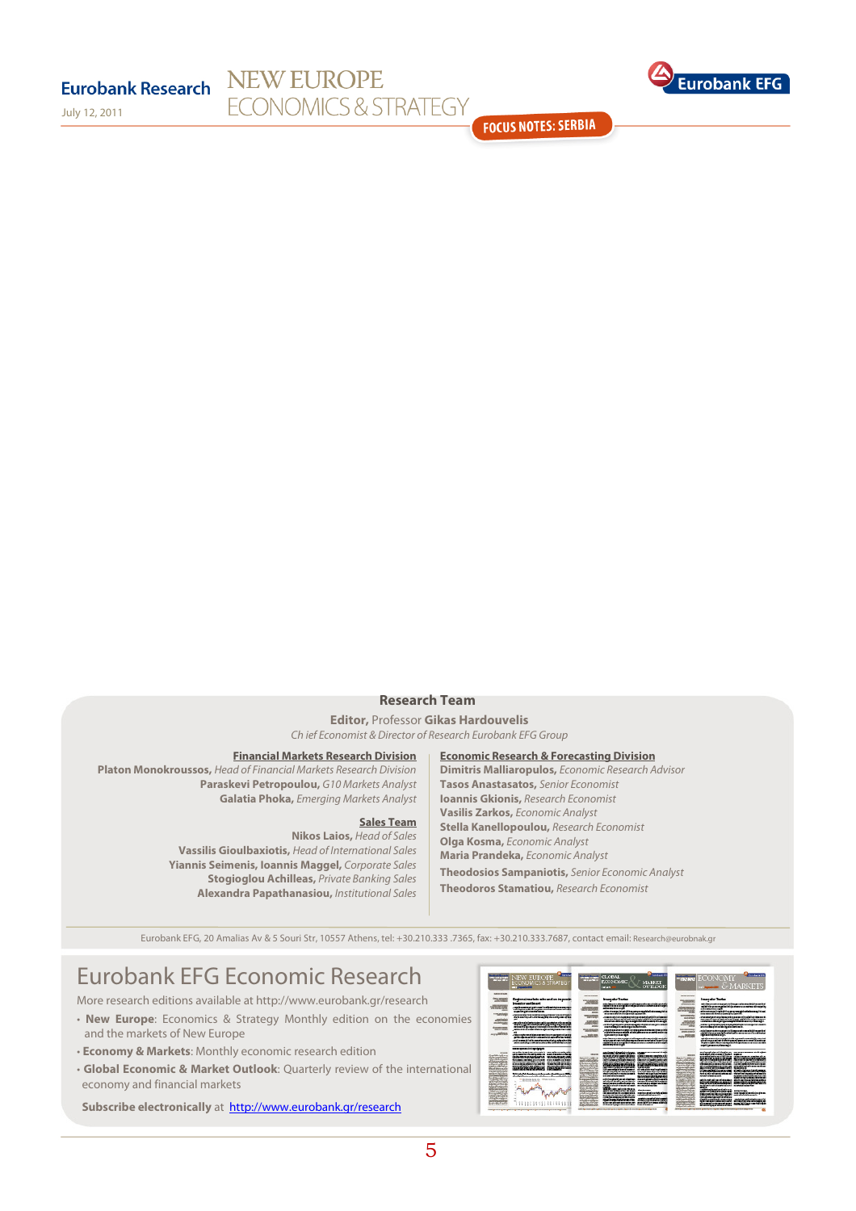## Research Team

**Editor,** Professor **Gikas Hardouvelis**
*Chief Economist & Director of Research Eurobank EFG Group*

**Financial Markets Research Division**

**Platon Monokroussos,** *Head of Financial Markets Research Division*
**Paraskevi Petropoulou,** *G10 Markets Analyst*
**Galatia Phoka,** *Emerging Markets Analyst*

**Sales Team**

**Nikos Laios,** *Head of Sales*
**Vassilis Gioulbaxiotis,** *Head of International Sales*
**Yiannis Seimenis, Ioannis Maggel,** *Corporate Sales*
**Stogioglou Achilleas,** *Private Banking Sales*
**Alexandra Papathanasiou,** *Institutional Sales*

**Economic Research & Forecasting Division**

**Dimitris Malliaropulos,** *Economic Research Advisor*
**Tasos Anastasatos,** *Senior Economist*
**Ioannis Gkionis,** *Research Economist*
**Vasilis Zarkos,** *Economic Analyst*
**Stella Kanellopoulou,** *Research Economist*
**Olga Kosma,** *Economic Analyst*
**Maria Prandeka,** *Economic Analyst*
**Theodosios Sampaniotis,** *Senior Economic Analyst*
**Theodoros Stamatiou,** *Research Economist*

Eurobank EFG, 20 Amalias Av & 5 Souri Str, 10557 Athens, tel: +30.210.333 .7365, fax: +30.210.333.7687, contact email: Research@eurobnak.gr

# Eurobank EFG Economic Research

More research editions available at http://www.eurobank.gr/research

- **New Europe**: Economics & Strategy Monthly edition on the economies and the markets of New Europe
- **Economy & Markets**: Monthly economic research edition
- **Global Economic & Market Outlook**: Quarterly review of the international economy and financial markets

**Subscribe electronically** at http://www.eurobank.gr/research